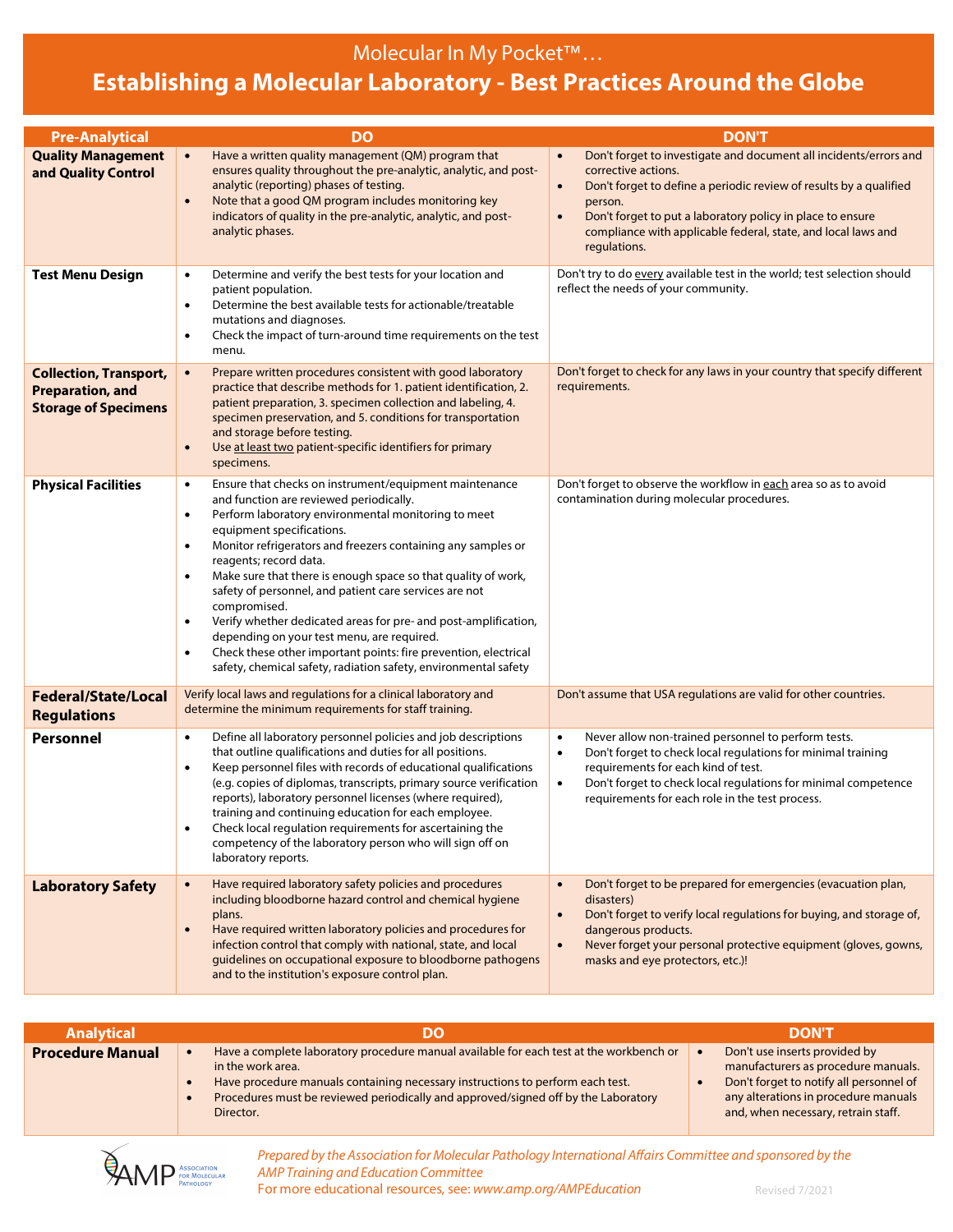Molecular In My Pocket™…

# Establishing a Molecular Laboratory - Best Practices Around the Globe

| Pre-Analytical | DO | DON'T |
| --- | --- | --- |
| **Quality Management and Quality Control** | • Have a written quality management (QM) program that ensures quality throughout the pre-analytic, analytic, and post-analytic (reporting) phases of testing.<br>• Note that a good QM program includes monitoring key indicators of quality in the pre-analytic, analytic, and post-analytic phases. | • Don't forget to investigate and document all incidents/errors and corrective actions.<br>• Don't forget to define a periodic review of results by a qualified person.<br>• Don't forget to put a laboratory policy in place to ensure compliance with applicable federal, state, and local laws and regulations. |
| **Test Menu Design** | • Determine and verify the best tests for your location and patient population.<br>• Determine the best available tests for actionable/treatable mutations and diagnoses.<br>• Check the impact of turn-around time requirements on the test menu. | Don't try to do every available test in the world; test selection should reflect the needs of your community. |
| **Collection, Transport, Preparation, and Storage of Specimens** | • Prepare written procedures consistent with good laboratory practice that describe methods for 1. patient identification, 2. patient preparation, 3. specimen collection and labeling, 4. specimen preservation, and 5. conditions for transportation and storage before testing.<br>• Use at least two patient-specific identifiers for primary specimens. | Don't forget to check for any laws in your country that specify different requirements. |
| **Physical Facilities** | • Ensure that checks on instrument/equipment maintenance and function are reviewed periodically.<br>• Perform laboratory environmental monitoring to meet equipment specifications.<br>• Monitor refrigerators and freezers containing any samples or reagents; record data.<br>• Make sure that there is enough space so that quality of work, safety of personnel, and patient care services are not compromised.<br>• Verify whether dedicated areas for pre- and post-amplification, depending on your test menu, are required.<br>• Check these other important points: fire prevention, electrical safety, chemical safety, radiation safety, environmental safety | Don't forget to observe the workflow in each area so as to avoid contamination during molecular procedures. |
| **Federal/State/Local Regulations** | Verify local laws and regulations for a clinical laboratory and determine the minimum requirements for staff training. | Don't assume that USA regulations are valid for other countries. |
| **Personnel** | • Define all laboratory personnel policies and job descriptions that outline qualifications and duties for all positions.<br>• Keep personnel files with records of educational qualifications (e.g. copies of diplomas, transcripts, primary source verification reports), laboratory personnel licenses (where required), training and continuing education for each employee.<br>• Check local regulation requirements for ascertaining the competency of the laboratory person who will sign off on laboratory reports. | • Never allow non-trained personnel to perform tests.<br>• Don't forget to check local regulations for minimal training requirements for each kind of test.<br>• Don't forget to check local regulations for minimal competence requirements for each role in the test process. |
| **Laboratory Safety** | • Have required laboratory safety policies and procedures including bloodborne hazard control and chemical hygiene plans.<br>• Have required written laboratory policies and procedures for infection control that comply with national, state, and local guidelines on occupational exposure to bloodborne pathogens and to the institution's exposure control plan. | • Don't forget to be prepared for emergencies (evacuation plan, disasters)<br>• Don't forget to verify local regulations for buying, and storage of, dangerous products.<br>• Never forget your personal protective equipment (gloves, gowns, masks and eye protectors, etc.)! |

| Analytical | DO | DON'T |
| --- | --- | --- |
| **Procedure Manual** | • Have a complete laboratory procedure manual available for each test at the workbench or in the work area.<br>• Have procedure manuals containing necessary instructions to perform each test.<br>• Procedures must be reviewed periodically and approved/signed off by the Laboratory Director. | • Don't use inserts provided by manufacturers as procedure manuals.<br>• Don't forget to notify all personnel of any alterations in procedure manuals and, when necessary, retrain staff. |

AMP Association for Molecular Pathology

*Prepared by the Association for Molecular Pathology International Affairs Committee and sponsored by the AMP Training and Education Committee*

For more educational resources, see: *www.amp.org/AMPEducation*

Revised 7/2021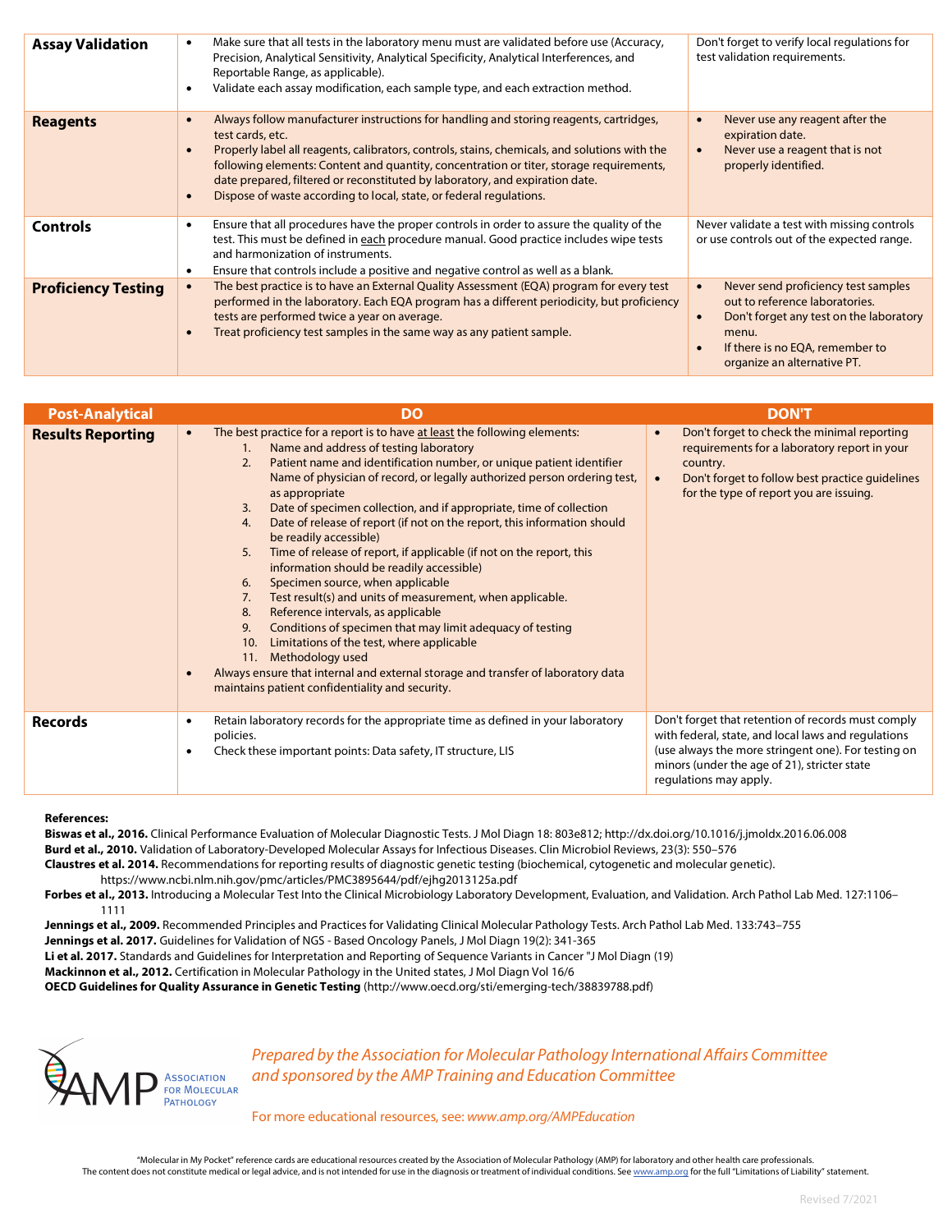| | | |
|---|---|---|
| **Assay Validation** | • Make sure that all tests in the laboratory menu must are validated before use (Accuracy, Precision, Analytical Sensitivity, Analytical Specificity, Analytical Interferences, and Reportable Range, as applicable).<br>• Validate each assay modification, each sample type, and each extraction method. | Don't forget to verify local regulations for test validation requirements. |
| **Reagents** | • Always follow manufacturer instructions for handling and storing reagents, cartridges, test cards, etc.<br>• Properly label all reagents, calibrators, controls, stains, chemicals, and solutions with the following elements: Content and quantity, concentration or titer, storage requirements, date prepared, filtered or reconstituted by laboratory, and expiration date.<br>• Dispose of waste according to local, state, or federal regulations. | • Never use any reagent after the expiration date.<br>• Never use a reagent that is not properly identified. |
| **Controls** | • Ensure that all procedures have the proper controls in order to assure the quality of the test. This must be defined in each procedure manual. Good practice includes wipe tests and harmonization of instruments.<br>• Ensure that controls include a positive and negative control as well as a blank. | Never validate a test with missing controls or use controls out of the expected range. |
| **Proficiency Testing** | • The best practice is to have an External Quality Assessment (EQA) program for every test performed in the laboratory. Each EQA program has a different periodicity, but proficiency tests are performed twice a year on average.<br>• Treat proficiency test samples in the same way as any patient sample. | • Never send proficiency test samples out to reference laboratories.<br>• Don't forget any test on the laboratory menu.<br>• If there is no EQA, remember to organize an alternative PT. |

| Post-Analytical | DO | DON'T |
|---|---|---|
| **Results Reporting** | • The best practice for a report is to have at least the following elements:<br>1. Name and address of testing laboratory<br>2. Patient name and identification number, or unique patient identifier Name of physician of record, or legally authorized person ordering test, as appropriate<br>3. Date of specimen collection, and if appropriate, time of collection<br>4. Date of release of report (if not on the report, this information should be readily accessible)<br>5. Time of release of report, if applicable (if not on the report, this information should be readily accessible)<br>6. Specimen source, when applicable<br>7. Test result(s) and units of measurement, when applicable.<br>8. Reference intervals, as applicable<br>9. Conditions of specimen that may limit adequacy of testing<br>10. Limitations of the test, where applicable<br>11. Methodology used<br>• Always ensure that internal and external storage and transfer of laboratory data maintains patient confidentiality and security. | • Don't forget to check the minimal reporting requirements for a laboratory report in your country.<br>• Don't forget to follow best practice guidelines for the type of report you are issuing. |
| **Records** | • Retain laboratory records for the appropriate time as defined in your laboratory policies.<br>• Check these important points: Data safety, IT structure, LIS | Don't forget that retention of records must comply with federal, state, and local laws and regulations (use always the more stringent one). For testing on minors (under the age of 21), stricter state regulations may apply. |

**References:**

**Biswas et al., 2016.** Clinical Performance Evaluation of Molecular Diagnostic Tests. J Mol Diagn 18: 803e812; http://dx.doi.org/10.1016/j.jmoldx.2016.06.008

**Burd et al., 2010.** Validation of Laboratory-Developed Molecular Assays for Infectious Diseases. Clin Microbiol Reviews, 23(3): 550–576

**Claustres et al. 2014.** Recommendations for reporting results of diagnostic genetic testing (biochemical, cytogenetic and molecular genetic). https://www.ncbi.nlm.nih.gov/pmc/articles/PMC3895644/pdf/ejhg2013125a.pdf

**Forbes et al., 2013.** Introducing a Molecular Test Into the Clinical Microbiology Laboratory Development, Evaluation, and Validation. Arch Pathol Lab Med. 127:1106–1111

**Jennings et al., 2009.** Recommended Principles and Practices for Validating Clinical Molecular Pathology Tests. Arch Pathol Lab Med. 133:743–755

**Jennings et al. 2017.** Guidelines for Validation of NGS - Based Oncology Panels, J Mol Diagn 19(2): 341-365

**Li et al. 2017.** Standards and Guidelines for Interpretation and Reporting of Sequence Variants in Cancer "J Mol Diagn (19)

**Mackinnon et al., 2012.** Certification in Molecular Pathology in the United states, J Mol Diagn Vol 16/6

**OECD Guidelines for Quality Assurance in Genetic Testing** (http://www.oecd.org/sti/emerging-tech/38839788.pdf)

AMP Association for Molecular Pathology

*Prepared by the Association for Molecular Pathology International Affairs Committee and sponsored by the AMP Training and Education Committee*

For more educational resources, see: *www.amp.org/AMPEducation*

"Molecular in My Pocket" reference cards are educational resources created by the Association of Molecular Pathology (AMP) for laboratory and other health care professionals. The content does not constitute medical or legal advice, and is not intended for use in the diagnosis or treatment of individual conditions. See www.amp.org for the full "Limitations of Liability" statement.

Revised 7/2021